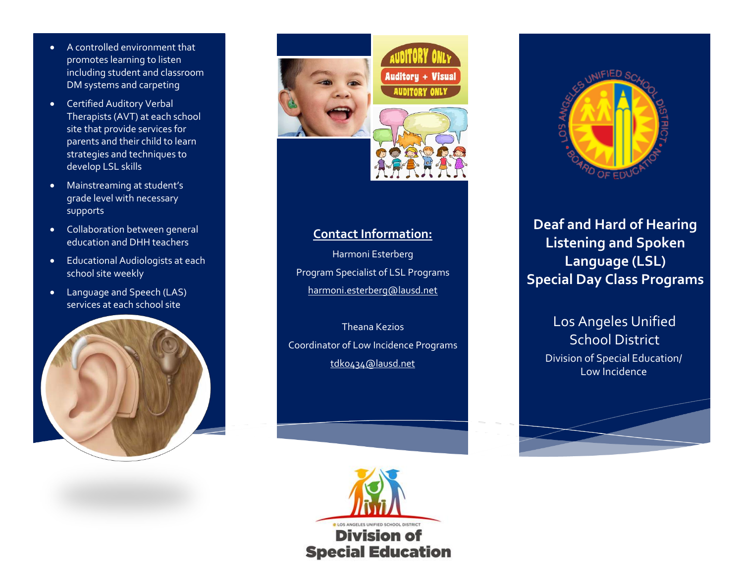- A controlled environment that promotes learning to listen including student and classroom DM systems and carpeting
- Certified Auditory Verbal Therapists (AVT) at each school site that provide services for parents and their child to learn strategies and techniques to develop LSL skills
- Mainstreaming at student's grade level with necessary supports
- Collaboration between general education and DHH teachers
- Educational Audiologists at each school site weekly
- Language and Speech (LAS) services at each school site

## Contact Information:

Harmoni Esterberg
Program Specialist of LSL Programs
harmoni.esterberg@lausd.net

Theana Kezios
Coordinator of Low Incidence Programs
tdk0434@lausd.net

Los Angeles Unified School District
**Division of Special Education**

# Deaf and Hard of Hearing Listening and Spoken Language (LSL) Special Day Class Programs

Los Angeles Unified School District

Division of Special Education/ Low Incidence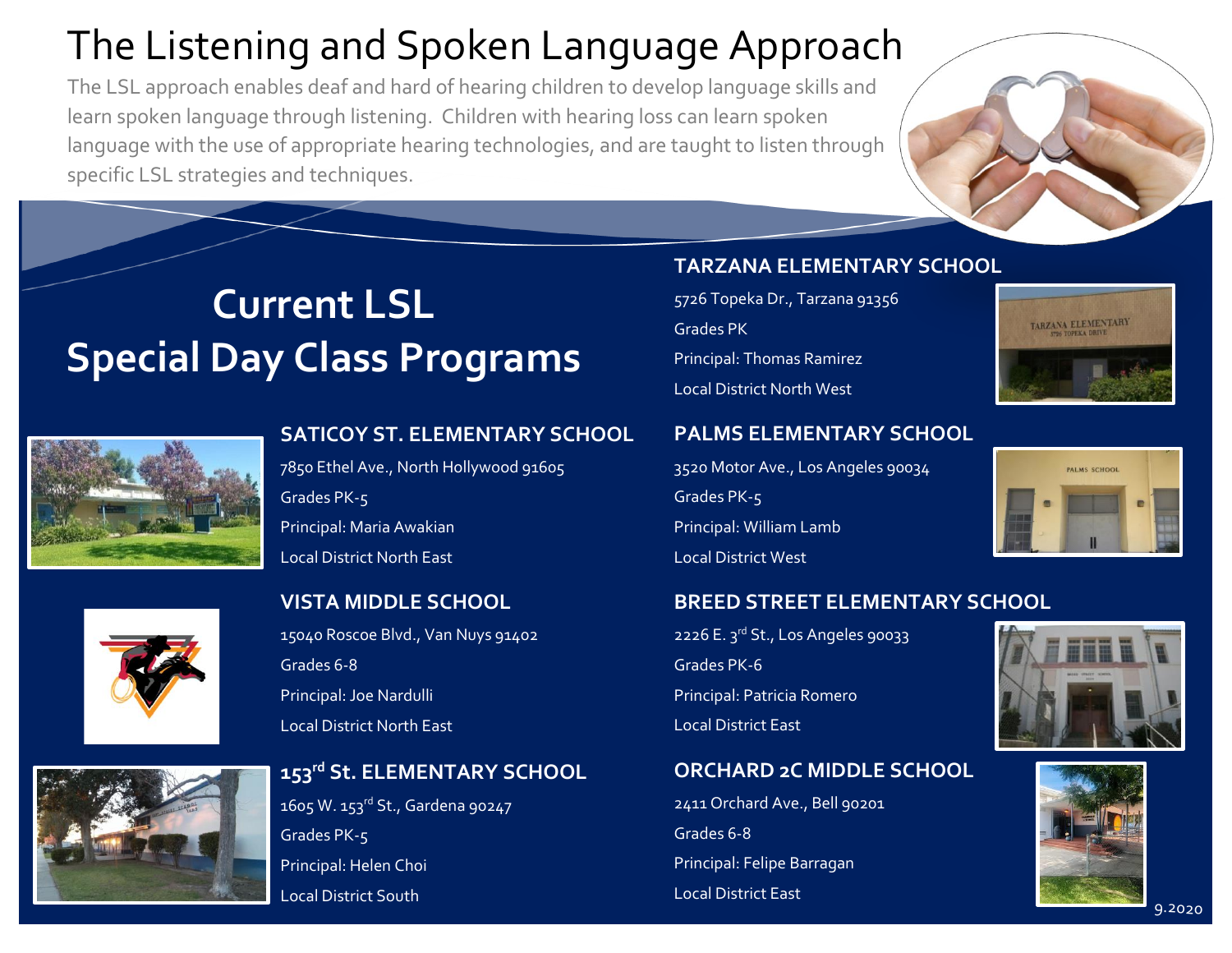# The Listening and Spoken Language Approach

The LSL approach enables deaf and hard of hearing children to develop language skills and learn spoken language through listening. Children with hearing loss can learn spoken language with the use of appropriate hearing technologies, and are taught to listen through specific LSL strategies and techniques.

## Current LSL Special Day Class Programs

### SATICOY ST. ELEMENTARY SCHOOL

7850 Ethel Ave., North Hollywood 91605

Grades PK-5

Principal: Maria Awakian

Local District North East

### VISTA MIDDLE SCHOOL

15040 Roscoe Blvd., Van Nuys 91402

Grades 6-8

Principal: Joe Nardulli

Local District North East

### 153rd St. ELEMENTARY SCHOOL

1605 W. 153rd St., Gardena 90247

Grades PK-5

Principal: Helen Choi

Local District South

### TARZANA ELEMENTARY SCHOOL

5726 Topeka Dr., Tarzana 91356

Grades PK

Principal: Thomas Ramirez

Local District North West

### PALMS ELEMENTARY SCHOOL

3520 Motor Ave., Los Angeles 90034

Grades PK-5

Principal: William Lamb

Local District West

### BREED STREET ELEMENTARY SCHOOL

2226 E. 3rd St., Los Angeles 90033

Grades PK-6

Principal: Patricia Romero

Local District East

### ORCHARD 2C MIDDLE SCHOOL

2411 Orchard Ave., Bell 90201

Grades 6-8

Principal: Felipe Barragan

Local District East

9.2020